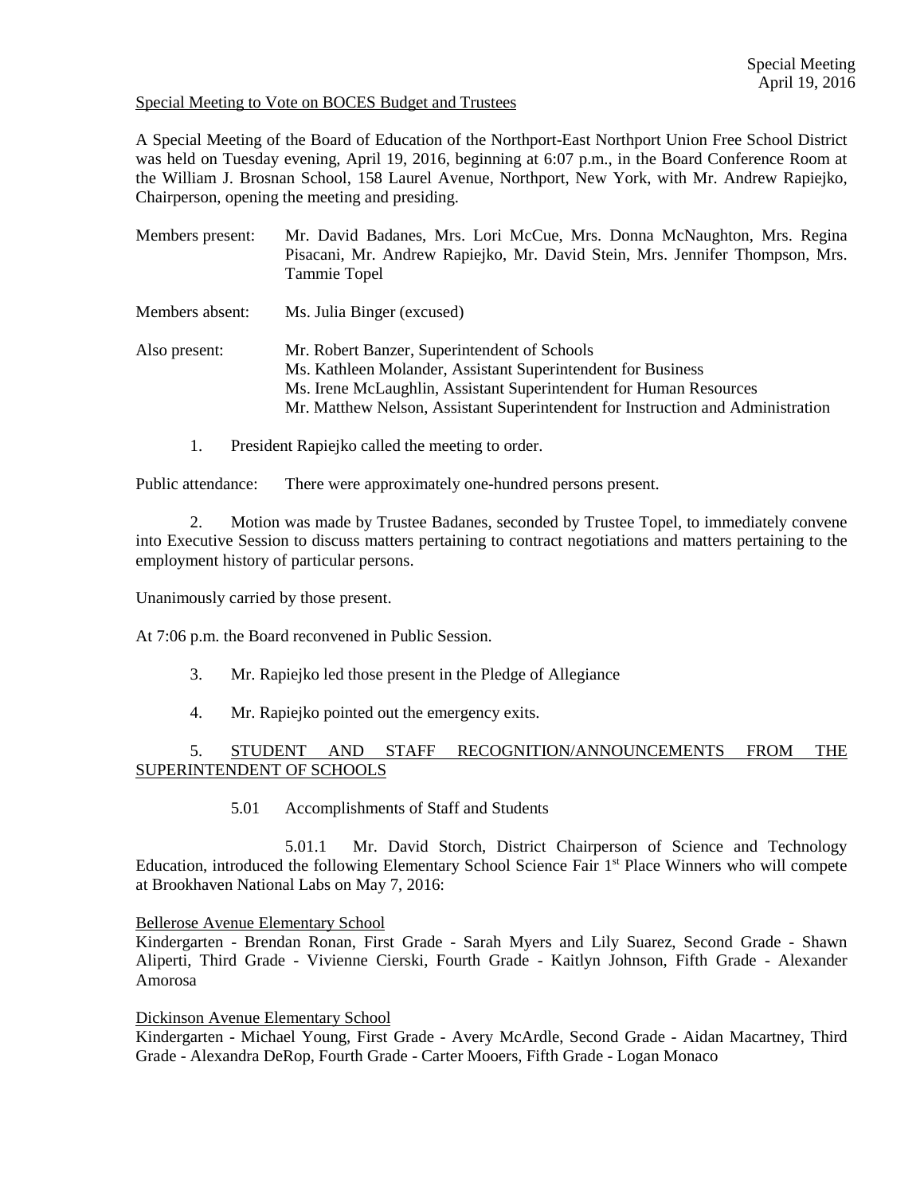Special Meeting
April 19, 2016

Special Meeting to Vote on BOCES Budget and Trustees

A Special Meeting of the Board of Education of the Northport-East Northport Union Free School District was held on Tuesday evening, April 19, 2016, beginning at 6:07 p.m., in the Board Conference Room at the William J. Brosnan School, 158 Laurel Avenue, Northport, New York, with Mr. Andrew Rapiejko, Chairperson, opening the meeting and presiding.

Members present: Mr. David Badanes, Mrs. Lori McCue, Mrs. Donna McNaughton, Mrs. Regina Pisacani, Mr. Andrew Rapiejko, Mr. David Stein, Mrs. Jennifer Thompson, Mrs. Tammie Topel

Members absent: Ms. Julia Binger (excused)

Also present: Mr. Robert Banzer, Superintendent of Schools
Ms. Kathleen Molander, Assistant Superintendent for Business
Ms. Irene McLaughlin, Assistant Superintendent for Human Resources
Mr. Matthew Nelson, Assistant Superintendent for Instruction and Administration

1. President Rapiejko called the meeting to order.

Public attendance: There were approximately one-hundred persons present.

2. Motion was made by Trustee Badanes, seconded by Trustee Topel, to immediately convene into Executive Session to discuss matters pertaining to contract negotiations and matters pertaining to the employment history of particular persons.

Unanimously carried by those present.

At 7:06 p.m. the Board reconvened in Public Session.

3. Mr. Rapiejko led those present in the Pledge of Allegiance

4. Mr. Rapiejko pointed out the emergency exits.

5. STUDENT AND STAFF RECOGNITION/ANNOUNCEMENTS FROM THE SUPERINTENDENT OF SCHOOLS

5.01 Accomplishments of Staff and Students

5.01.1 Mr. David Storch, District Chairperson of Science and Technology Education, introduced the following Elementary School Science Fair 1st Place Winners who will compete at Brookhaven National Labs on May 7, 2016:

Bellerose Avenue Elementary School
Kindergarten - Brendan Ronan, First Grade - Sarah Myers and Lily Suarez, Second Grade - Shawn Aliperti, Third Grade - Vivienne Cierski, Fourth Grade - Kaitlyn Johnson, Fifth Grade - Alexander Amorosa

Dickinson Avenue Elementary School
Kindergarten - Michael Young, First Grade - Avery McArdle, Second Grade - Aidan Macartney, Third Grade - Alexandra DeRop, Fourth Grade - Carter Mooers, Fifth Grade - Logan Monaco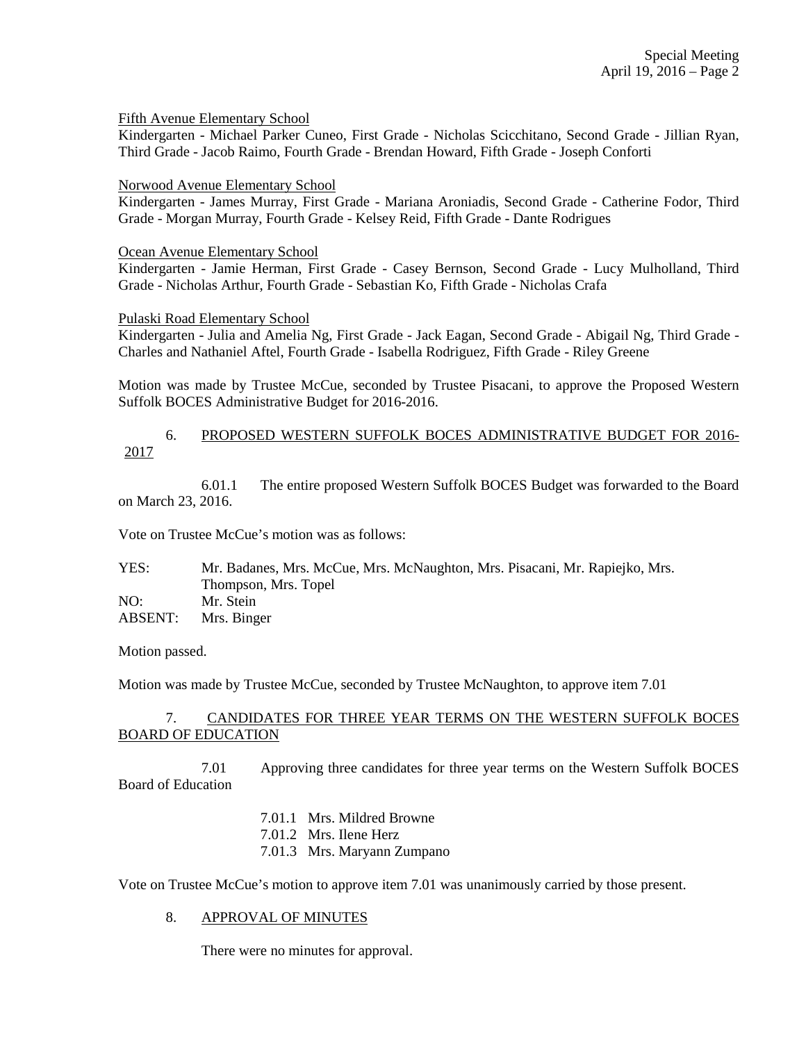Fifth Avenue Elementary School

Kindergarten - Michael Parker Cuneo, First Grade - Nicholas Scicchitano, Second Grade - Jillian Ryan, Third Grade - Jacob Raimo, Fourth Grade - Brendan Howard, Fifth Grade - Joseph Conforti

Norwood Avenue Elementary School

Kindergarten - James Murray, First Grade - Mariana Aroniadis, Second Grade - Catherine Fodor, Third Grade - Morgan Murray, Fourth Grade - Kelsey Reid, Fifth Grade - Dante Rodrigues

Ocean Avenue Elementary School

Kindergarten - Jamie Herman, First Grade - Casey Bernson, Second Grade - Lucy Mulholland, Third Grade - Nicholas Arthur, Fourth Grade - Sebastian Ko, Fifth Grade - Nicholas Crafa

Pulaski Road Elementary School

Kindergarten - Julia and Amelia Ng, First Grade - Jack Eagan, Second Grade - Abigail Ng, Third Grade - Charles and Nathaniel Aftel, Fourth Grade - Isabella Rodriguez, Fifth Grade - Riley Greene

Motion was made by Trustee McCue, seconded by Trustee Pisacani, to approve the Proposed Western Suffolk BOCES Administrative Budget for 2016-2016.

6. PROPOSED WESTERN SUFFOLK BOCES ADMINISTRATIVE BUDGET FOR 2016-2017

6.01.1 The entire proposed Western Suffolk BOCES Budget was forwarded to the Board on March 23, 2016.

Vote on Trustee McCue's motion was as follows:

YES: Mr. Badanes, Mrs. McCue, Mrs. McNaughton, Mrs. Pisacani, Mr. Rapiejko, Mrs. Thompson, Mrs. Topel
NO: Mr. Stein
ABSENT: Mrs. Binger

Motion passed.

Motion was made by Trustee McCue, seconded by Trustee McNaughton, to approve item 7.01

7. CANDIDATES FOR THREE YEAR TERMS ON THE WESTERN SUFFOLK BOCES BOARD OF EDUCATION

7.01 Approving three candidates for three year terms on the Western Suffolk BOCES Board of Education

7.01.1 Mrs. Mildred Browne
7.01.2 Mrs. Ilene Herz
7.01.3 Mrs. Maryann Zumpano

Vote on Trustee McCue's motion to approve item 7.01 was unanimously carried by those present.

8. APPROVAL OF MINUTES

There were no minutes for approval.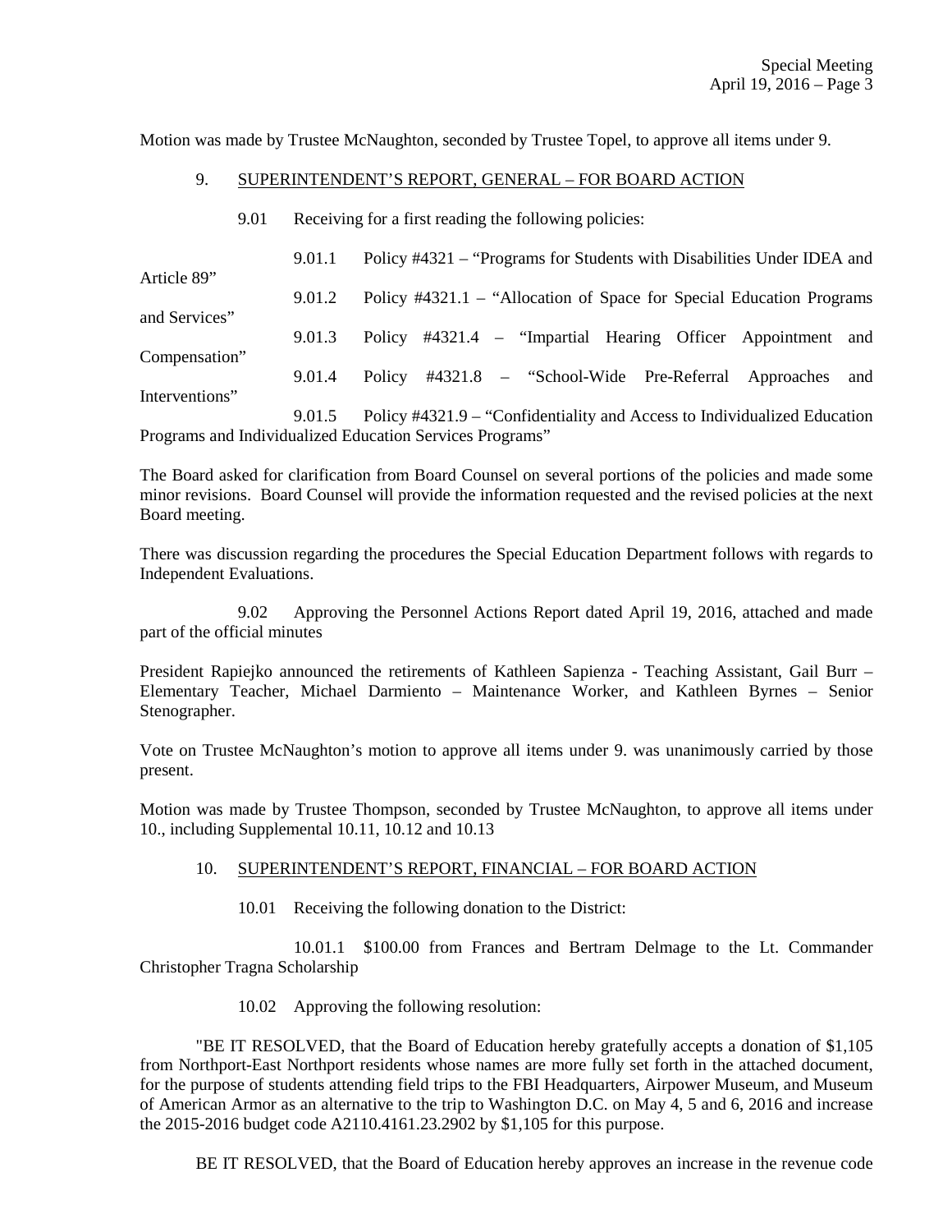Motion was made by Trustee McNaughton, seconded by Trustee Topel, to approve all items under 9.

9. SUPERINTENDENT'S REPORT, GENERAL – FOR BOARD ACTION

9.01 Receiving for a first reading the following policies:

9.01.1 Policy #4321 – "Programs for Students with Disabilities Under IDEA and Article 89"

9.01.2 Policy #4321.1 – "Allocation of Space for Special Education Programs and Services"

9.01.3 Policy #4321.4 – "Impartial Hearing Officer Appointment and Compensation"

9.01.4 Policy #4321.8 – "School-Wide Pre-Referral Approaches and Interventions"

9.01.5 Policy #4321.9 – "Confidentiality and Access to Individualized Education Programs and Individualized Education Services Programs"

The Board asked for clarification from Board Counsel on several portions of the policies and made some minor revisions. Board Counsel will provide the information requested and the revised policies at the next Board meeting.

There was discussion regarding the procedures the Special Education Department follows with regards to Independent Evaluations.

9.02 Approving the Personnel Actions Report dated April 19, 2016, attached and made part of the official minutes

President Rapiejko announced the retirements of Kathleen Sapienza - Teaching Assistant, Gail Burr – Elementary Teacher, Michael Darmiento – Maintenance Worker, and Kathleen Byrnes – Senior Stenographer.

Vote on Trustee McNaughton's motion to approve all items under 9. was unanimously carried by those present.

Motion was made by Trustee Thompson, seconded by Trustee McNaughton, to approve all items under 10., including Supplemental 10.11, 10.12 and 10.13

10. SUPERINTENDENT'S REPORT, FINANCIAL – FOR BOARD ACTION

10.01 Receiving the following donation to the District:

10.01.1 $100.00 from Frances and Bertram Delmage to the Lt. Commander Christopher Tragna Scholarship

10.02 Approving the following resolution:

"BE IT RESOLVED, that the Board of Education hereby gratefully accepts a donation of $1,105 from Northport-East Northport residents whose names are more fully set forth in the attached document, for the purpose of students attending field trips to the FBI Headquarters, Airpower Museum, and Museum of American Armor as an alternative to the trip to Washington D.C. on May 4, 5 and 6, 2016 and increase the 2015-2016 budget code A2110.4161.23.2902 by $1,105 for this purpose.

BE IT RESOLVED, that the Board of Education hereby approves an increase in the revenue code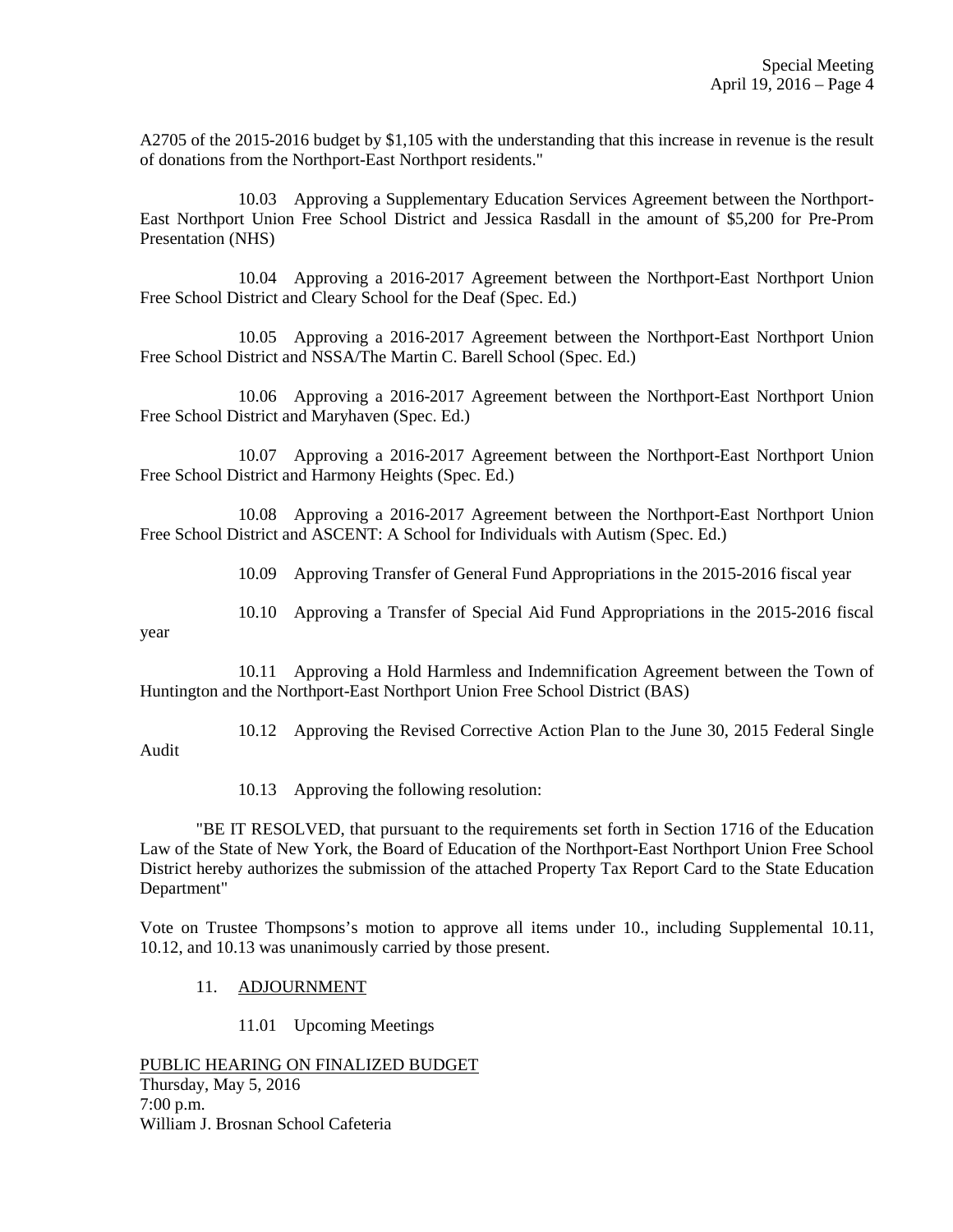A2705 of the 2015-2016 budget by $1,105 with the understanding that this increase in revenue is the result of donations from the Northport-East Northport residents."

10.03 Approving a Supplementary Education Services Agreement between the Northport-East Northport Union Free School District and Jessica Rasdall in the amount of $5,200 for Pre-Prom Presentation (NHS)

10.04 Approving a 2016-2017 Agreement between the Northport-East Northport Union Free School District and Cleary School for the Deaf (Spec. Ed.)

10.05 Approving a 2016-2017 Agreement between the Northport-East Northport Union Free School District and NSSA/The Martin C. Barell School (Spec. Ed.)

10.06 Approving a 2016-2017 Agreement between the Northport-East Northport Union Free School District and Maryhaven (Spec. Ed.)

10.07 Approving a 2016-2017 Agreement between the Northport-East Northport Union Free School District and Harmony Heights (Spec. Ed.)

10.08 Approving a 2016-2017 Agreement between the Northport-East Northport Union Free School District and ASCENT: A School for Individuals with Autism (Spec. Ed.)

10.09 Approving Transfer of General Fund Appropriations in the 2015-2016 fiscal year

10.10 Approving a Transfer of Special Aid Fund Appropriations in the 2015-2016 fiscal year

10.11 Approving a Hold Harmless and Indemnification Agreement between the Town of Huntington and the Northport-East Northport Union Free School District (BAS)

10.12 Approving the Revised Corrective Action Plan to the June 30, 2015 Federal Single Audit

10.13 Approving the following resolution:

"BE IT RESOLVED, that pursuant to the requirements set forth in Section 1716 of the Education Law of the State of New York, the Board of Education of the Northport-East Northport Union Free School District hereby authorizes the submission of the attached Property Tax Report Card to the State Education Department"

Vote on Trustee Thompsons's motion to approve all items under 10., including Supplemental 10.11, 10.12, and 10.13 was unanimously carried by those present.

11. ADJOURNMENT

11.01 Upcoming Meetings

PUBLIC HEARING ON FINALIZED BUDGET
Thursday, May 5, 2016
7:00 p.m.
William J. Brosnan School Cafeteria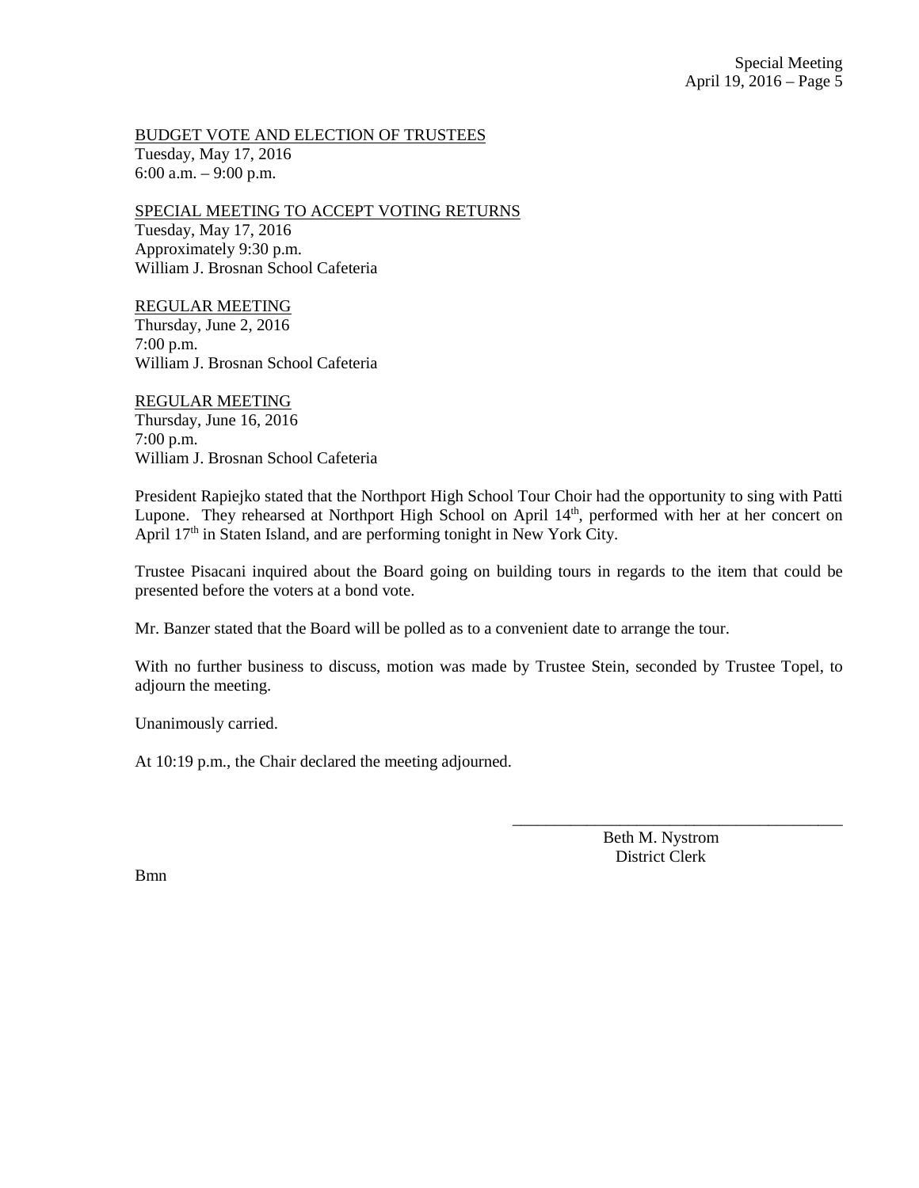<u>BUDGET VOTE AND ELECTION OF TRUSTEES</u>
Tuesday, May 17, 2016
6:00 a.m. – 9:00 p.m.

<u>SPECIAL MEETING TO ACCEPT VOTING RETURNS</u>
Tuesday, May 17, 2016
Approximately 9:30 p.m.
William J. Brosnan School Cafeteria

<u>REGULAR MEETING</u>
Thursday, June 2, 2016
7:00 p.m.
William J. Brosnan School Cafeteria

<u>REGULAR MEETING</u>
Thursday, June 16, 2016
7:00 p.m.
William J. Brosnan School Cafeteria

President Rapiejko stated that the Northport High School Tour Choir had the opportunity to sing with Patti Lupone. They rehearsed at Northport High School on April 14th, performed with her at her concert on April 17th in Staten Island, and are performing tonight in New York City.

Trustee Pisacani inquired about the Board going on building tours in regards to the item that could be presented before the voters at a bond vote.

Mr. Banzer stated that the Board will be polled as to a convenient date to arrange the tour.

With no further business to discuss, motion was made by Trustee Stein, seconded by Trustee Topel, to adjourn the meeting.

Unanimously carried.

At 10:19 p.m., the Chair declared the meeting adjourned.

\_\_\_\_\_\_\_\_\_\_\_\_\_\_\_\_\_\_\_\_\_\_\_\_\_\_\_\_\_\_\_\_\_\_\_\_\_\_\_\_
Beth M. Nystrom
District Clerk

Bmn